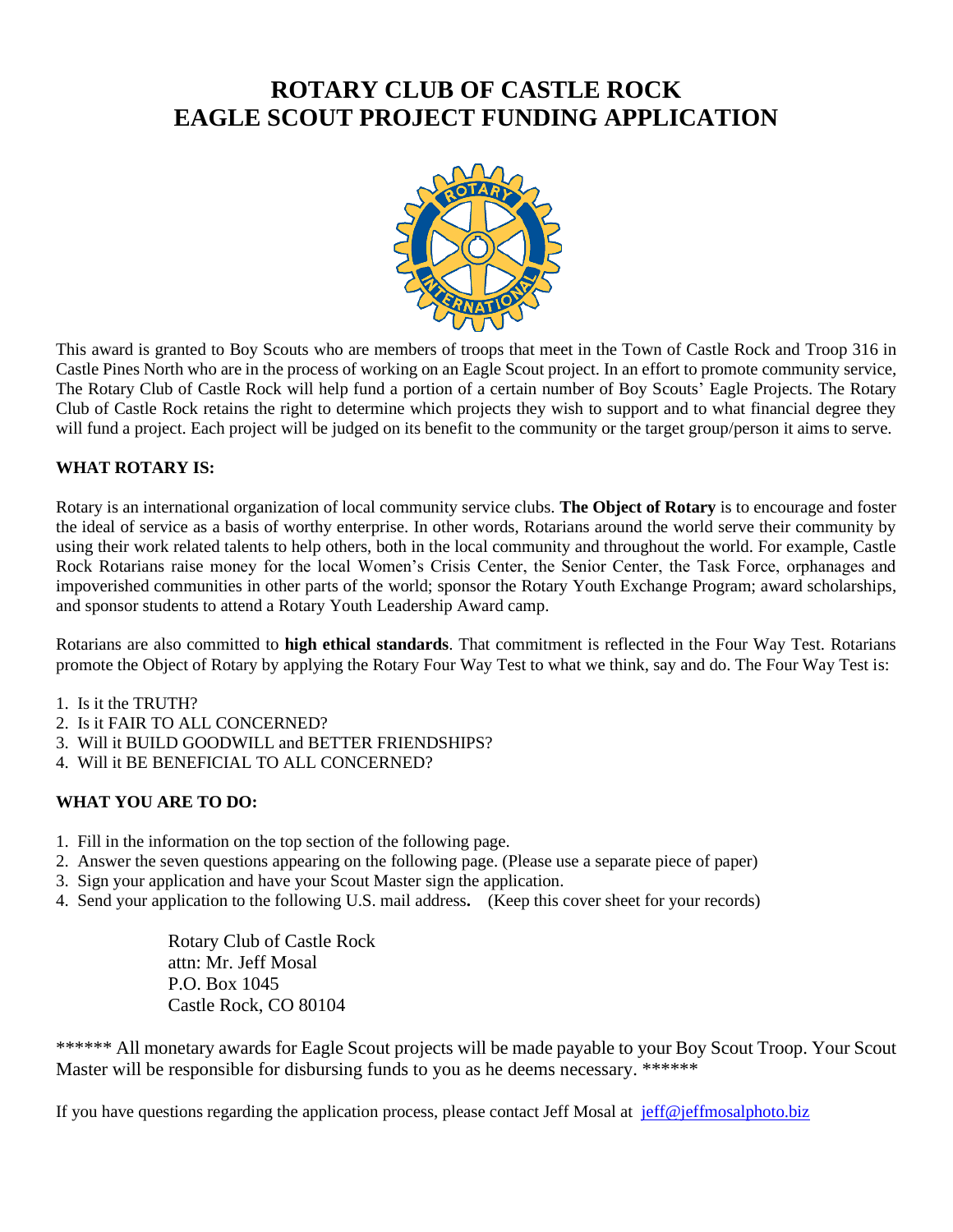# ROTARY CLUB OF CASTLE ROCK
# EAGLE SCOUT PROJECT FUNDING APPLICATION

This award is granted to Boy Scouts who are members of troops that meet in the Town of Castle Rock and Troop 316 in Castle Pines North who are in the process of working on an Eagle Scout project. In an effort to promote community service, The Rotary Club of Castle Rock will help fund a portion of a certain number of Boy Scouts' Eagle Projects. The Rotary Club of Castle Rock retains the right to determine which projects they wish to support and to what financial degree they will fund a project. Each project will be judged on its benefit to the community or the target group/person it aims to serve.

**WHAT ROTARY IS:**

Rotary is an international organization of local community service clubs. **The Object of Rotary** is to encourage and foster the ideal of service as a basis of worthy enterprise. In other words, Rotarians around the world serve their community by using their work related talents to help others, both in the local community and throughout the world. For example, Castle Rock Rotarians raise money for the local Women's Crisis Center, the Senior Center, the Task Force, orphanages and impoverished communities in other parts of the world; sponsor the Rotary Youth Exchange Program; award scholarships, and sponsor students to attend a Rotary Youth Leadership Award camp.

Rotarians are also committed to **high ethical standards**. That commitment is reflected in the Four Way Test. Rotarians promote the Object of Rotary by applying the Rotary Four Way Test to what we think, say and do. The Four Way Test is:

1. Is it the TRUTH?
2. Is it FAIR TO ALL CONCERNED?
3. Will it BUILD GOODWILL and BETTER FRIENDSHIPS?
4. Will it BE BENEFICIAL TO ALL CONCERNED?

**WHAT YOU ARE TO DO:**

1. Fill in the information on the top section of the following page.
2. Answer the seven questions appearing on the following page. (Please use a separate piece of paper)
3. Sign your application and have your Scout Master sign the application.
4. Send your application to the following U.S. mail address**.** (Keep this cover sheet for your records)

> Rotary Club of Castle Rock
> attn: Mr. Jeff Mosal
> P.O. Box 1045
> Castle Rock, CO 80104

****** All monetary awards for Eagle Scout projects will be made payable to your Boy Scout Troop. Your Scout Master will be responsible for disbursing funds to you as he deems necessary. ******

If you have questions regarding the application process, please contact Jeff Mosal at [jeff@jeffmosalphoto.biz](mailto:jeff@jeffmosalphoto.biz)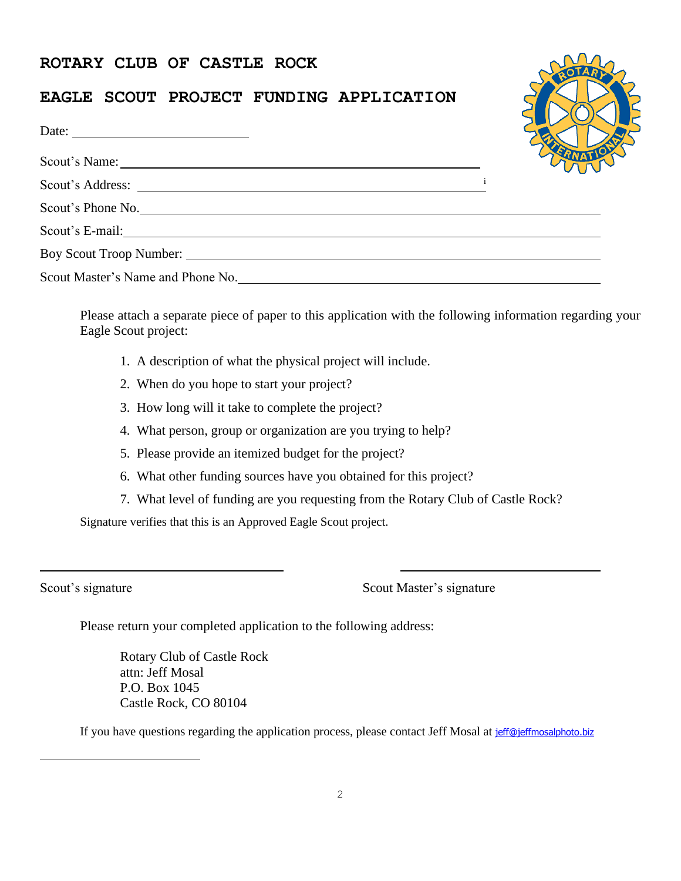# ROTARY CLUB OF CASTLE ROCK

## EAGLE SCOUT PROJECT FUNDING APPLICATION

Date: ______________________

Scout's Name: ______________________________________________

Scout's Address: ______________________________________________ [i]

Scout's Phone No. ______________________________________________

Scout's E-mail: ______________________________________________

Boy Scout Troop Number: ______________________________________________

Scout Master's Name and Phone No. ______________________________________________

Please attach a separate piece of paper to this application with the following information regarding your Eagle Scout project:

1. A description of what the physical project will include.
2. When do you hope to start your project?
3. How long will it take to complete the project?
4. What person, group or organization are you trying to help?
5. Please provide an itemized budget for the project?
6. What other funding sources have you obtained for this project?
7. What level of funding are you requesting from the Rotary Club of Castle Rock?

Signature verifies that this is an Approved Eagle Scout project.

______________________________ ______________________________

Scout's signature Scout Master's signature

Please return your completed application to the following address:

Rotary Club of Castle Rock
attn: Jeff Mosal
P.O. Box 1045
Castle Rock, CO 80104

If you have questions regarding the application process, please contact Jeff Mosal at jeff@jeffmosalphoto.biz